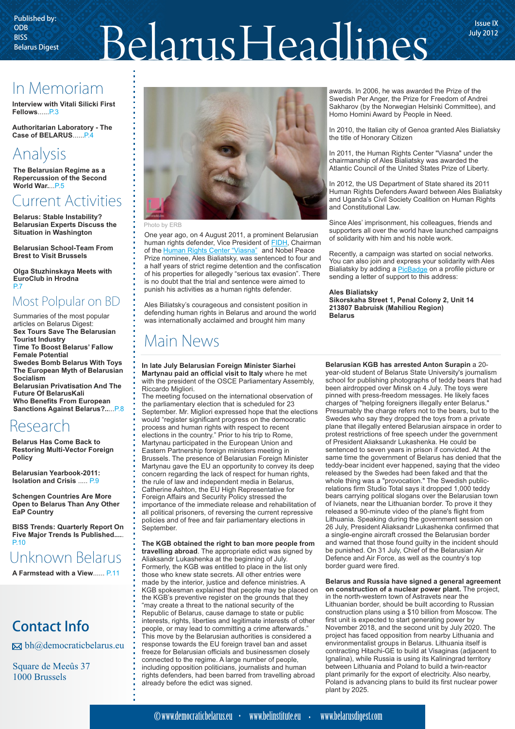Published by:
ODB
BISS
Belarus Digest

# BelarusHeadlines

Issue IX
July 2012

## In Memoriam

**Interview with Vitali Silicki First Fellows**......P.3

**Authoritarian Laboratory - The Case of BELARUS**......P.4

## Analysis

**The Belarusian Regime as a Repercussion of the Second World War**....P.5

## Current Activities

**Belarus: Stable Instability? Belarusian Experts Discuss the Situation in Washington**

**Belarusian School-Team From Brest to Visit Brussels**

**Olga Stuzhinskaya Meets with EuroClub in Hrodna**
P.7

## Most Polpular on BD

Summaries of the most popular articles on Belarus Digest:
**Sex Tours Save The Belarusian Tourist Industry**
**Time To Boost Belarus' Fallow Female Potential**
**Swedes Bomb Belarus With Toys**
**The European Myth of Belarusian Socialism**
**Belarusian Privatisation And The Future Of BelarusKali**
**Who Benefits From European Sanctions Against Belarus?**.....P.8

## Research

**Belarus Has Come Back to Restoring Multi-Vector Foreign Policy**

**Belarusian Yearbook-2011: Isolation and Crisis** ..... P.9

**Schengen Countries Are More Open to Belarus Than Any Other EaP Country**

**BISS Trends: Quarterly Report On Five Major Trends Is Published**..... P.10

## Unknown Belarus

**A Farmstead with a View**...... P.11

## Contact Info

bh@democraticbelarus.eu

Square de Meeûs 37
1000 Brussels

---

Photo by ERB

One year ago, on 4 August 2011, a prominent Belarusian human rights defender, Vice President of FIDH, Chairman of the Human Rights Center "Viasna" and Nobel Peace Prize nominee, Ales Bialiatsky, was sentenced to four and a half years of strict regime detention and the confiscation of his properties for allegedly "serious tax evasion". There is no doubt that the trial and sentence were aimed to punish his activities as a human rights defender.

Ales Biliatsky's courageous and consistent position in defending human rights in Belarus and around the world was internationally acclaimed and brought him many awards. In 2006, he was awarded the Prize of the Swedish Per Anger, the Prize for Freedom of Andrei Sakharov (by the Norwegian Helsinki Committee), and Homo Homini Award by People in Need.

In 2010, the Italian city of Genoa granted Ales Bialiatsky the title of Honorary Citizen

In 2011, the Human Rights Center "Viasna" under the chairmanship of Ales Bialiatsky was awarded the Atlantic Council of the United States Prize of Liberty.

In 2012, the US Department of State shared its 2011 Human Rights Defenders Award between Ales Bialiatsky and Uganda's Civil Society Coalition on Human Rights and Constitutional Law.

Since Ales' imprisonment, his colleagues, friends and supporters all over the world have launched campaigns of solidarity with him and his noble work.

Recently, a campaign was started on social networks. You can also join and express your solidarity with Ales Bialiatsky by adding a PicBadge on a profile picture or sending a letter of support to this address:

**Ales Bialiatsky**
**Sikorskaha Street 1, Penal Colony 2, Unit 14**
**213807 Babruisk (Mahiliou Region)**
**Belarus**

## Main News

**In late July Belarusian Foreign Minister Siarhei Martynau paid an official visit to Italy** where he met with the president of the OSCE Parliamentary Assembly, Riccardo Migliori.
The meeting focused on the international observation of the parliamentary election that is scheduled for 23 September. Mr. Migliori expressed hope that the elections would "register significant progress on the democratic process and human rights with respect to recent elections in the country." Prior to his trip to Rome, Martynau participated in the European Union and Eastern Partnership foreign ministers meeting in Brussels. The presence of Belarusian Foreign Minister Martynau gave the EU an opportunity to convey its deep concern regarding the lack of respect for human rights, the rule of law and independent media in Belarus. Catherine Ashton, the EU High Representative for Foreign Affairs and Security Policy stressed the importance of the immediate release and rehabilitation of all political prisoners, of reversing the current repressive policies and of free and fair parliamentary elections in September.

**The KGB obtained the right to ban more people from travelling abroad**. The appropriate edict was signed by Aliaksandr Lukashenka at the beginning of July. Formerly, the KGB was entitled to place in the list only those who knew state secrets. All other entries were made by the interior, justice and defence ministries. A KGB spokesman explained that people may be placed on the KGB's preventive register on the grounds that they "may create a threat to the national security of the Republic of Belarus, cause damage to state or public interests, rights, liberties and legitimate interests of other people, or may lead to committing a crime afterwards." This move by the Belarusian authorities is considered a response towards the EU foreign travel ban and asset freeze for Belarusian officials and businessmen closely connected to the regime. A large number of people, including opposition politicians, journalists and human rights defenders, had been barred from travelling abroad already before the edict was signed.

**Belarusian KGB has arrested Anton Surapin** a 20-year-old student of Belarus State University's journalism school for publishing photographs of teddy bears that had been airdropped over Minsk on 4 July. The toys were pinned with press-freedom messages. He likely faces charges of "helping foreigners illegally enter Belarus." Presumably the charge refers not to the bears, but to the Swedes who say they dropped the toys from a private plane that illegally entered Belarusian airspace in order to protest restrictions of free speech under the government of President Aliaksandr Lukashenka. He could be sentenced to seven years in prison if convicted. At the same time the government of Belarus has denied that the teddy-bear incident ever happened, saying that the video released by the Swedes had been faked and that the whole thing was a "provocation." The Swedish public-relations firm Studio Total says it dropped 1,000 teddy bears carrying political slogans over the Belarusian town of Ivianets, near the Lithuanian border. To prove it they released a 90-minute video of the plane's flight from Lithuania. Speaking during the government session on 26 July, President Aliaksandr Lukashenka confirmed that a single-engine aircraft crossed the Belarusian border and warned that those found guilty in the incident should be punished. On 31 July, Chief of the Belarusian Air Defence and Air Force, as well as the country's top border guard were fired.

**Belarus and Russia have signed a general agreement on construction of a nuclear power plant.** The project, in the north-western town of Astravets near the Lithuanian border, should be built according to Russian construction plans using a $10 billion from Moscow. The first unit is expected to start generating power by November 2018, and the second unit by July 2020. The project has faced opposition from nearby Lithuania and environmentalist groups in Belarus. Lithuania itself is contracting Hitachi-GE to build at Visaginas (adjacent to Ignalina), while Russia is using its Kaliningrad territory between Lithuania and Poland to build a twin-reactor plant primarily for the export of electricity. Also nearby, Poland is advancing plans to build its first nuclear power plant by 2025.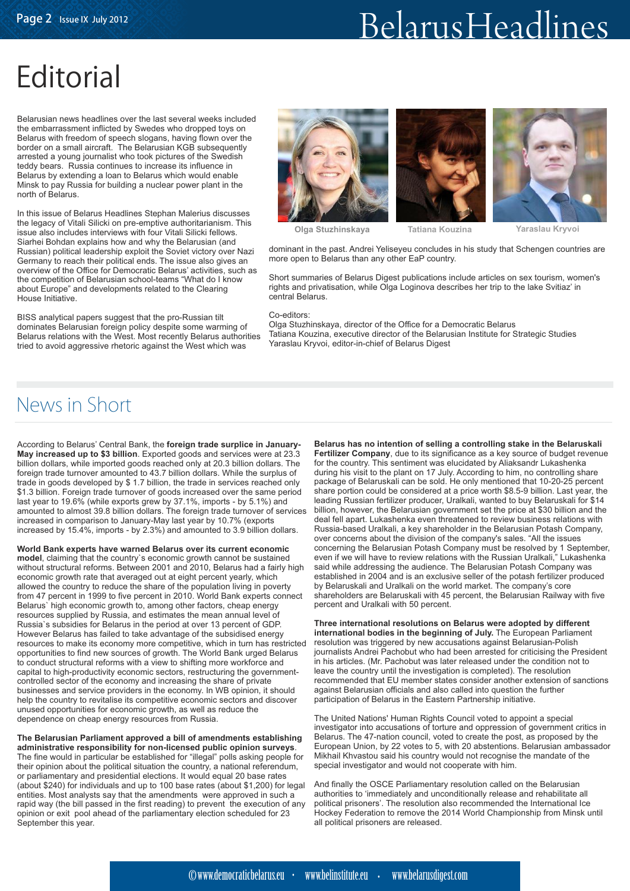# Editorial

Belarusian news headlines over the last several weeks included the embarrassment inflicted by Swedes who dropped toys on Belarus with freedom of speech slogans, having flown over the border on a small aircraft. The Belarusian KGB subsequently arrested a young journalist who took pictures of the Swedish teddy bears. Russia continues to increase its influence in Belarus by extending a loan to Belarus which would enable Minsk to pay Russia for building a nuclear power plant in the north of Belarus.

In this issue of Belarus Headlines Stephan Malerius discusses the legacy of Vitali Silicki on pre-emptive authoritarianism. This issue also includes interviews with four Vitali Silicki fellows. Siarhei Bohdan explains how and why the Belarusian (and Russian) political leadership exploit the Soviet victory over Nazi Germany to reach their political ends. The issue also gives an overview of the Office for Democratic Belarus' activities, such as the competition of Belarusian school-teams "What do I know about Europe" and developments related to the Clearing House Initiative.

BISS analytical papers suggest that the pro-Russian tilt dominates Belarusian foreign policy despite some warming of Belarus relations with the West. Most recently Belarus authorities tried to avoid aggressive rhetoric against the West which was dominant in the past. Andrei Yeliseyeu concludes in his study that Schengen countries are more open to Belarus than any other EaP country.

Olga Stuzhinskaya

Tatiana Kouzina

Yaraslau Kryvoi

Short summaries of Belarus Digest publications include articles on sex tourism, women's rights and privatisation, while Olga Loginova describes her trip to the lake Svitiaz' in central Belarus.

Co-editors:
Olga Stuzhinskaya, director of the Office for a Democratic Belarus
Tatiana Kouzina, executive director of the Belarusian Institute for Strategic Studies
Yaraslau Kryvoi, editor-in-chief of Belarus Digest

# News in Short

According to Belarus' Central Bank, the **foreign trade surplus in January-May increased up to $3 billion**. Exported goods and services were at 23.3 billion dollars, while imported goods reached only at 20.3 billion dollars. The foreign trade turnover amounted to 43.7 billion dollars. While the surplus of trade in goods developed by $ 1.7 billion, the trade in services reached only $1.3 billion. Foreign trade turnover of goods increased over the same period last year to 19.6% (while exports grew by 37.1%, imports - by 5.1%) and amounted to almost 39.8 billion dollars. The foreign trade turnover of services increased in comparison to January-May last year by 10.7% (exports increased by 15.4%, imports - by 2.3%) and amounted to 3.9 billion dollars.

**World Bank experts have warned Belarus over its current economic model**, claiming that the country`s economic growth cannot be sustained without structural reforms. Between 2001 and 2010, Belarus had a fairly high economic growth rate that averaged out at eight percent yearly, which allowed the country to reduce the share of the population living in poverty from 47 percent in 1999 to five percent in 2010. World Bank experts connect Belarus` high economic growth to, among other factors, cheap energy resources supplied by Russia, and estimates the mean annual level of Russia`s subsidies for Belarus in the period at over 13 percent of GDP. However Belarus has failed to take advantage of the subsidised energy resources to make its economy more competitive, which in turn has restricted opportunities to find new sources of growth. The World Bank urged Belarus to conduct structural reforms with a view to shifting more workforce and capital to high-productivity economic sectors, restructuring the government-controlled sector of the economy and increasing the share of private businesses and service providers in the economy. In WB opinion, it should help the country to revitalise its competitive economic sectors and discover unused opportunities for economic growth, as well as reduce the dependence on cheap energy resources from Russia.

**The Belarusian Parliament approved a bill of amendments establishing administrative responsibility for non-licensed public opinion surveys**. The fine would in particular be established for "illegal" polls asking people for their opinion about the political situation the country, a national referendum, or parliamentary and presidential elections. It would equal 20 base rates (about $240) for individuals and up to 100 base rates (about $1,200) for legal entities. Most analysts say that the amendments were approved in such a rapid way (the bill passed in the first reading) to prevent the execution of any opinion or exit pool ahead of the parliamentary election scheduled for 23 September this year.

**Belarus has no intention of selling a controlling stake in the Belaruskali Fertilizer Company**, due to its significance as a key source of budget revenue for the country. This sentiment was elucidated by Aliaksandr Lukashenka during his visit to the plant on 17 July. According to him, no controlling share package of Belaruskali can be sold. He only mentioned that 10-20-25 percent share portion could be considered at a price worth $8.5-9 billion. Last year, the leading Russian fertilizer producer, Uralkali, wanted to buy Belaruskali for $14 billion, however, the Belarusian government set the price at $30 billion and the deal fell apart. Lukashenka even threatened to review business relations with Russia-based Uralkali, a key shareholder in the Belarusian Potash Company, over concerns about the company's sales. "All the issues concerning the Belarusian Potash Company must be resolved by 1 September, even if we will have to review relations with the Russian Uralkali," Lukashenka said while addressing the audience. The Belarusian Potash Company was established in 2004 and is an exclusive seller of the potash fertilizer produced by Belaruskali and Uralkali on the world market. The company's core shareholders are Belaruskali with 45 percent, the Belarusian Railway with five percent and Uralkali with 50 percent.

**Three international resolutions on Belarus were adopted by different international bodies in the beginning of July.** The European Parliament resolution was triggered by new accusations against Belarusian-Polish journalists Andrei Pachobut who had been arrested for criticising the President in his articles. (Mr. Pachobut was later released under the condition not to leave the country until the investigation is completed). The resolution recommended that EU member states consider another extension of sanctions against Belarusian officials and also called into question the further participation of Belarus in the Eastern Partnership initiative.

The United Nations' Human Rights Council voted to appoint a special investigator into accusations of torture and oppression of government critics in Belarus. The 47-nation council, voted to create the post, as proposed by the European Union, by 22 votes to 5, with 20 abstentions. Belarusian ambassador Mikhail Khvastou said his country would not recognise the mandate of the special investigator and would not cooperate with him.

And finally the OSCE Parliamentary resolution called on the Belarusian authorities to 'immediately and unconditionally release and rehabilitate all political prisoners'. The resolution also recommended the International Ice Hockey Federation to remove the 2014 World Championship from Minsk until all political prisoners are released.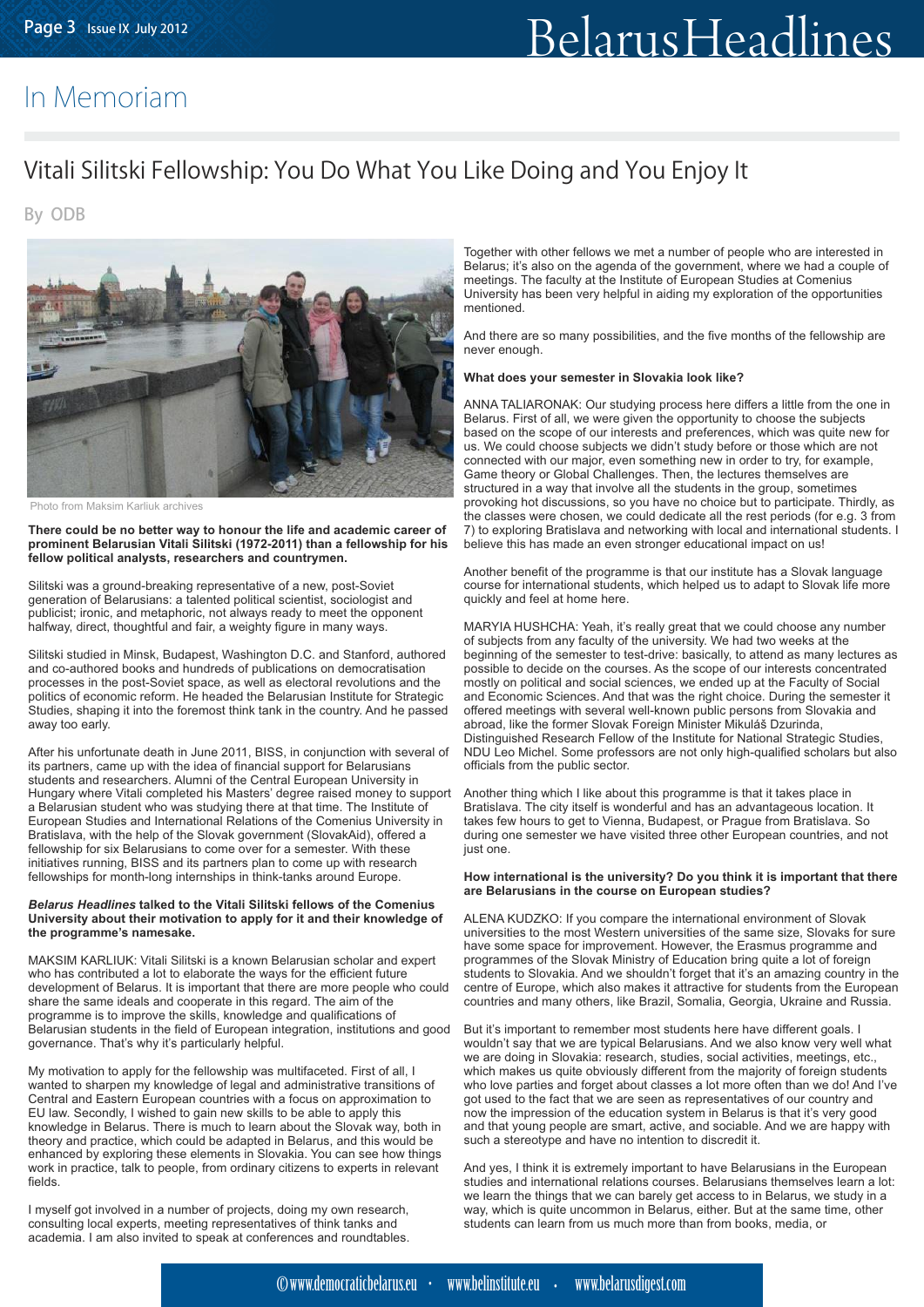# In Memoriam

## Vitali Silitski Fellowship: You Do What You Like Doing and You Enjoy It

By ODB

Photo from Maksim Karliuk archives

**There could be no better way to honour the life and academic career of prominent Belarusian Vitali Silitski (1972-2011) than a fellowship for his fellow political analysts, researchers and countrymen.**

Silitski was a ground-breaking representative of a new, post-Soviet generation of Belarusians: a talented political scientist, sociologist and publicist; ironic, and metaphoric, not always ready to meet the opponent halfway, direct, thoughtful and fair, a weighty figure in many ways.

Silitski studied in Minsk, Budapest, Washington D.C. and Stanford, authored and co-authored books and hundreds of publications on democratisation processes in the post-Soviet space, as well as electoral revolutions and the politics of economic reform. He headed the Belarusian Institute for Strategic Studies, shaping it into the foremost think tank in the country. And he passed away too early.

After his unfortunate death in June 2011, BISS, in conjunction with several of its partners, came up with the idea of financial support for Belarusian students and researchers. Alumni of the Central European University in Hungary where Vitali completed his Masters' degree raised money to support a Belarusian student who was studying there at that time. The Institute of European Studies and International Relations of the Comenius University in Bratislava, with the help of the Slovak government (SlovakAid), offered a fellowship for six Belarusians to come over for a semester. With these initiatives running, BISS and its partners plan to come up with research fellowships for month-long internships in think-tanks around Europe.

***Belarus Headlines* talked to the Vitali Silitski fellows of the Comenius University about their motivation to apply for it and their knowledge of the programme's namesake.**

MAKSIM KARLIUK: Vitali Silitski is a known Belarusian scholar and expert who has contributed a lot to elaborate the ways for the efficient future development of Belarus. It is important that there are more people who could share the same ideals and cooperate in this regard. The aim of the programme is to improve the skills, knowledge and qualifications of Belarusian students in the field of European integration, institutions and good governance. That's why it's particularly helpful.

My motivation to apply for the fellowship was multifaceted. First of all, I wanted to sharpen my knowledge of legal and administrative transitions of Central and Eastern European countries with a focus on approximation to EU law. Secondly, I wished to gain new skills to be able to apply this knowledge in Belarus. There is much to learn about the Slovak way, both in theory and practice, which could be adapted in Belarus, and this would be enhanced by exploring these elements in Slovakia. You can see how things work in practice, talk to people, from ordinary citizens to experts in relevant fields.

I myself got involved in a number of projects, doing my own research, consulting local experts, meeting representatives of think tanks and academia. I am also invited to speak at conferences and roundtables. Together with other fellows we met a number of people who are interested in Belarus; it's also on the agenda of the government, where we had a couple of meetings. The faculty at the Institute of European Studies at Comenius University has been very helpful in aiding my exploration of the opportunities mentioned.

And there are so many possibilities, and the five months of the fellowship are never enough.

**What does your semester in Slovakia look like?**

ANNA TALIARONAK: Our studying process here differs a little from the one in Belarus. First of all, we were given the opportunity to choose the subjects based on the scope of our interests and preferences, which was quite new for us. We could choose subjects we didn't study before or those which are not connected with our major, even something new in order to try, for example, Game theory or Global Challenges. Then, the lectures themselves are structured in a way that involve all the students in the group, sometimes provoking hot discussions, so you have no choice but to participate. Thirdly, as the classes were chosen, we could dedicate all the rest periods (for e.g. 3 from 7) to exploring Bratislava and networking with local and international students. I believe this has made an even stronger educational impact on us!

Another benefit of the programme is that our institute has a Slovak language course for international students, which helped us to adapt to Slovak life more quickly and feel at home here.

MARYIA HUSHCHA: Yeah, it's really great that we could choose any number of subjects from any faculty of the university. We had two weeks at the beginning of the semester to test-drive: basically, to attend as many lectures as possible to decide on the courses. As the scope of our interests concentrated mostly on political and social sciences, we ended up at the Faculty of Social and Economic Sciences. And that was the right choice. During the semester it offered meetings with several well-known public persons from Slovakia and abroad, like the former Slovak Foreign Minister Mikuláš Dzurinda, Distinguished Research Fellow of the Institute for National Strategic Studies, NDU Leo Michel. Some professors are not only high-qualified scholars but also officials from the public sector.

Another thing which I like about this programme is that it takes place in Bratislava. The city itself is wonderful and has an advantageous location. It takes few hours to get to Vienna, Budapest, or Prague from Bratislava. So during one semester we have visited three other European countries, and not just one.

**How international is the university? Do you think it is important that there are Belarusians in the course on European studies?**

ALENA KUDZKO: If you compare the international environment of Slovak universities to the most Western universities of the same size, Slovaks for sure have some space for improvement. However, the Erasmus programme and programmes of the Slovak Ministry of Education bring quite a lot of foreign students to Slovakia. And we shouldn't forget that it's an amazing country in the centre of Europe, which also makes it attractive for students from the European countries and many others, like Brazil, Somalia, Georgia, Ukraine and Russia.

But it's important to remember most students here have different goals. I wouldn't say that we are typical Belarusians. And we also know very well what we are doing in Slovakia: research, studies, social activities, meetings, etc., which makes us quite obviously different from the majority of foreign students who love parties and forget about classes a lot more often than we do! And I've got used to the fact that we are seen as representatives of our country and now the impression of the education system in Belarus is that it's very good and that young people are smart, active, and sociable. And we are happy with such a stereotype and have no intention to discredit it.

And yes, I think it is extremely important to have Belarusians in the European studies and international relations courses. Belarusians themselves learn a lot: we learn the things that we can barely get access to in Belarus, we study in a way, which is quite uncommon in Belarus, either. But at the same time, other students can learn from us much more than from books, media, or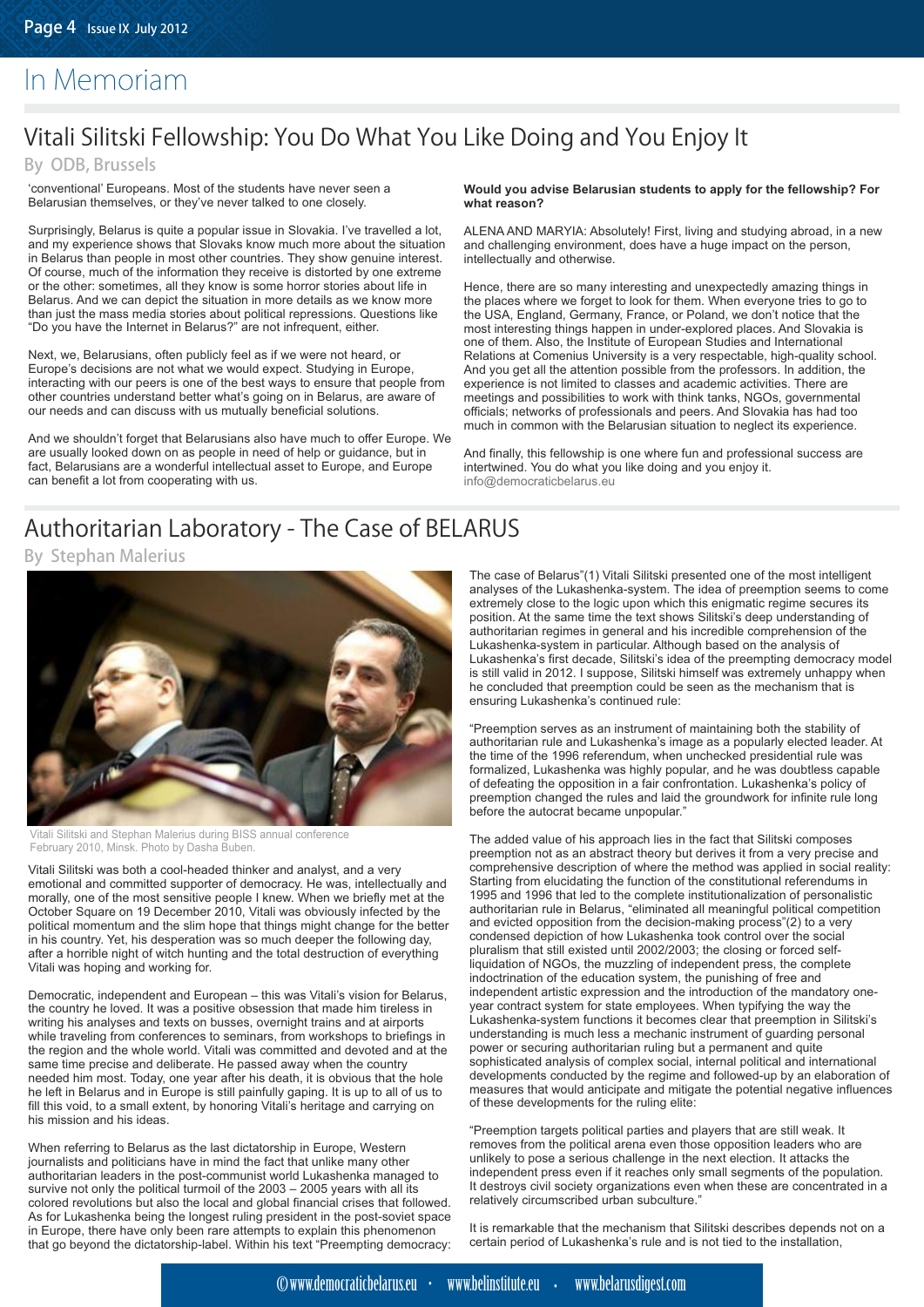# In Memoriam

## Vitali Silitski Fellowship: You Do What You Like Doing and You Enjoy It

By ODB, Brussels

'conventional' Europeans. Most of the students have never seen a Belarusian themselves, or they've never talked to one closely.

Surprisingly, Belarus is quite a popular issue in Slovakia. I've travelled a lot, and my experience shows that Slovaks know much more about the situation in Belarus than people in most other countries. They show genuine interest. Of course, much of the information they receive is distorted by one extreme or the other: sometimes, all they know is some horror stories about life in Belarus. And we can depict the situation in more details as we know more than just the mass media stories about political repressions. Questions like "Do you have the Internet in Belarus?" are not infrequent, either.

Next, we, Belarusians, often publicly feel as if we were not heard, or Europe's decisions are not what we would expect. Studying in Europe, interacting with our peers is one of the best ways to ensure that people from other countries understand better what's going on in Belarus, are aware of our needs and can discuss with us mutually beneficial solutions.

And we shouldn't forget that Belarusians also have much to offer Europe. We are usually looked down on as people in need of help or guidance, but in fact, Belarusians are a wonderful intellectual asset to Europe, and Europe can benefit a lot from cooperating with us.

**Would you advise Belarusian students to apply for the fellowship? For what reason?**

ALENA AND MARYIA: Absolutely! First, living and studying abroad, in a new and challenging environment, does have a huge impact on the person, intellectually and otherwise.

Hence, there are so many interesting and unexpectedly amazing things in the places where we forget to look for them. When everyone tries to go to the USA, England, Germany, France, or Poland, we don't notice that the most interesting things happen in under-explored places. And Slovakia is one of them. Also, the Institute of European Studies and International Relations at Comenius University is a very respectable, high-quality school. And you get all the attention possible from the professors. In addition, the experience is not limited to classes and academic activities. There are meetings and possibilities to work with think tanks, NGOs, governmental officials; networks of professionals and peers. And Slovakia has had too much in common with the Belarusian situation to neglect its experience.

And finally, this fellowship is one where fun and professional success are intertwined. You do what you like doing and you enjoy it.
info@democraticbelarus.eu

## Authoritarian Laboratory - The Case of BELARUS

By Stephan Malerius

Vitali Silitski and Stephan Malerius during BISS annual conference February 2010, Minsk. Photo by Dasha Buben.

Vitali Silitski was both a cool-headed thinker and analyst, and a very emotional and committed supporter of democracy. He was, intellectually and morally, one of the most sensitive people I knew. When we briefly met at the October Square on 19 December 2010, Vitali was obviously infected by the political momentum and the slim hope that things might change for the better in his country. Yet, his desperation was so much deeper the following day, after a horrible night of witch hunting and the total destruction of everything Vitali was hoping and working for.

Democratic, independent and European – this was Vitali's vision for Belarus, the country he loved. It was a positive obsession that made him tireless in writing his analyses and texts on busses, overnight trains and at airports while traveling from conferences to seminars, from workshops to briefings in the region and the whole world. Vitali was committed and devoted and at the same time precise and deliberate. He passed away when the country needed him most. Today, one year after his death, it is obvious that the hole he left in Belarus and in Europe is still painfully gaping. It is up to all of us to fill this void, to a small extent, by honoring Vitali's heritage and carrying on his mission and his ideas.

When referring to Belarus as the last dictatorship in Europe, Western journalists and politicians have in mind the fact that unlike many other authoritarian leaders in the post-communist world Lukashenka managed to survive not only the political turmoil of the 2003 – 2005 years with all its colored revolutions but also the local and global financial crises that followed. As for Lukashenka being the longest ruling president in the post-soviet space in Europe, there have only been rare attempts to explain this phenomenon that go beyond the dictatorship-label. Within his text "Preempting democracy: The case of Belarus"(1) Vitali Silitski presented one of the most intelligent analyses of the Lukashenka-system. The idea of preemption seems to come extremely close to the logic upon which this enigmatic regime secures its position. At the same time the text shows Silitski's deep understanding of authoritarian regimes in general and his incredible comprehension of the Lukashenka-system in particular. Although based on the analysis of Lukashenka's first decade, Silitski's idea of the preempting democracy model is still valid in 2012. I suppose, Silitski himself was extremely unhappy when he concluded that preemption could be seen as the mechanism that is ensuring Lukashenka's continued rule:

"Preemption serves as an instrument of maintaining both the stability of authoritarian rule and Lukashenka's image as a popularly elected leader. At the time of the 1996 referendum, when unchecked presidential rule was formalized, Lukashenka was highly popular, and he was doubtless capable of defeating the opposition in a fair confrontation. Lukashenka's policy of preemption changed the rules and laid the groundwork for infinite rule long before the autocrat became unpopular."

The added value of his approach lies in the fact that Silitski composes preemption not as an abstract theory but derives it from a very precise and comprehensive description of where the method was applied in social reality: Starting from elucidating the function of the constitutional referendums in 1995 and 1996 that led to the complete institutionalization of personalistic authoritarian rule in Belarus, "eliminated all meaningful political competition and evicted opposition from the decision-making process"(2) to a very condensed depiction of how Lukashenka took control over the social pluralism that still existed until 2002/2003; the closing or forced self-liquidation of NGOs, the muzzling of independent press, the complete indoctrination of the education system, the punishing of free and independent artistic expression and the introduction of the mandatory one-year contract system for state employees. When typifying the way the Lukashenka-system functions it becomes clear that preemption in Silitski's understanding is much less a mechanic instrument of guarding personal power or securing authoritarian ruling but a permanent and quite sophisticated analysis of complex social, internal political and international developments conducted by the regime and followed-up by an elaboration of measures that would anticipate and mitigate the potential negative influences of these developments for the ruling elite:

"Preemption targets political parties and players that are still weak. It removes from the political arena even those opposition leaders who are unlikely to pose a serious challenge in the next election. It attacks the independent press even if it reaches only small segments of the population. It destroys civil society organizations even when these are concentrated in a relatively circumscribed urban subculture."

It is remarkable that the mechanism that Silitski describes depends not on a certain period of Lukashenka's rule and is not tied to the installation,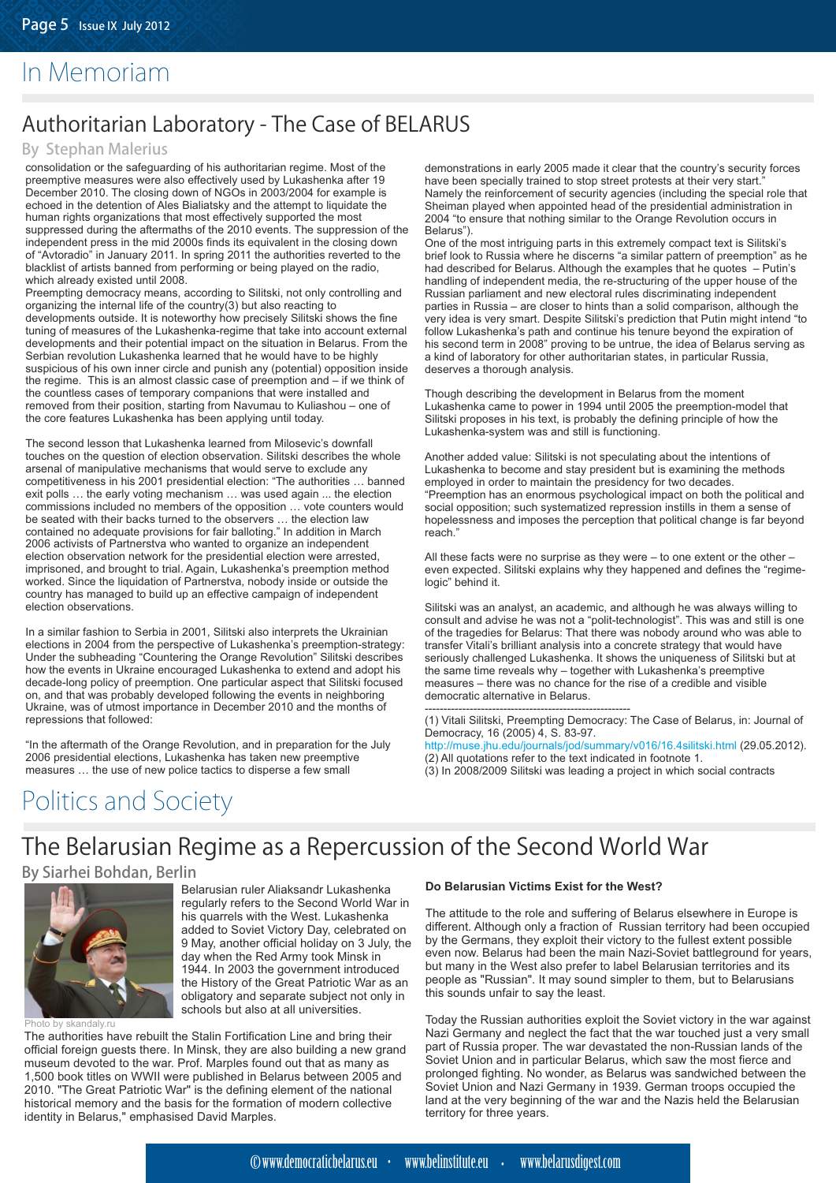# In Memoriam

## Authoritarian Laboratory - The Case of BELARUS

### By Stephan Malerius

consolidation or the safeguarding of his authoritarian regime. Most of the preemptive measures were also effectively used by Lukashenka after 19 December 2010. The closing down of NGOs in 2003/2004 for example is echoed in the detention of Ales Bialiatsky and the attempt to liquidate the human rights organizations that most effectively supported the most suppressed during the aftermaths of the 2010 events. The suppression of the independent press in the mid 2000s finds its equivalent in the closing down of "Avtoradio" in January 2011. In spring 2011 the authorities reverted to the blacklist of artists banned from performing or being played on the radio, which already existed until 2008.

Preempting democracy means, according to Silitski, not only controlling and organizing the internal life of the country(3) but also reacting to developments outside. It is noteworthy how precisely Silitski shows the fine tuning of measures of the Lukashenka-regime that take into account external developments and their potential impact on the situation in Belarus. From the Serbian revolution Lukashenka learned that he would have to be highly suspicious of his own inner circle and punish any (potential) opposition inside the regime. This is an almost classic case of preemption and – if we think of the countless cases of temporary companions that were installed and removed from their position, starting from Navumau to Kuliashou – one of the core features Lukashenka has been applying until today.

The second lesson that Lukashenka learned from Milosevic's downfall touches on the question of election observation. Silitski describes the whole arsenal of manipulative mechanisms that would serve to exclude any competitiveness in his 2001 presidential election: "The authorities … banned exit polls … the early voting mechanism … was used again ... the election commissions included no members of the opposition … vote counters would be seated with their backs turned to the observers … the election law contained no adequate provisions for fair balloting." In addition in March 2006 activists of Partnerstva who wanted to organize an independent election observation network for the presidential election were arrested, imprisoned, and brought to trial. Again, Lukashenka's preemption method worked. Since the liquidation of Partnerstva, nobody inside or outside the country has managed to build up an effective campaign of independent election observations.

In a similar fashion to Serbia in 2001, Silitski also interprets the Ukrainian elections in 2004 from the perspective of Lukashenka's preemption-strategy: Under the subheading "Countering the Orange Revolution" Silitski describes how the events in Ukraine encouraged Lukashenka to extend and adopt his decade-long policy of preemption. One particular aspect that Silitski focused on, and that was probably developed following the events in neighboring Ukraine, was of utmost importance in December 2010 and the months of repressions that followed:

"In the aftermath of the Orange Revolution, and in preparation for the July 2006 presidential elections, Lukashenka has taken new preemptive measures … the use of new police tactics to disperse a few small demonstrations in early 2005 made it clear that the country's security forces have been specially trained to stop street protests at their very start." Namely the reinforcement of security agencies (including the special role that Sheiman played when appointed head of the presidential administration in 2004 "to ensure that nothing similar to the Orange Revolution occurs in Belarus").

One of the most intriguing parts in this extremely compact text is Silitski's brief look to Russia where he discerns "a similar pattern of preemption" as he had described for Belarus. Although the examples that he quotes – Putin's handling of independent media, the re-structuring of the upper house of the Russian parliament and new electoral rules discriminating independent parties in Russia – are closer to hints than a solid comparison, although the very idea is very smart. Despite Silitski's prediction that Putin might intend "to follow Lukashenka's path and continue his tenure beyond the expiration of his second term in 2008" proving to be untrue, the idea of Belarus serving as a kind of laboratory for other authoritarian states, in particular Russia, deserves a thorough analysis.

Though describing the development in Belarus from the moment Lukashenka came to power in 1994 until 2005 the preemption-model that Silitski proposes in his text, is probably the defining principle of how the Lukashenka-system was and still is functioning.

Another added value: Silitski is not speculating about the intentions of Lukashenka to become and stay president but is examining the methods employed in order to maintain the presidency for two decades. "Preemption has an enormous psychological impact on both the political and social opposition; such systematized repression instills in them a sense of hopelessness and imposes the perception that political change is far beyond reach."

All these facts were no surprise as they were – to one extent or the other – even expected. Silitski explains why they happened and defines the "regime-logic" behind it.

Silitski was an analyst, an academic, and although he was always willing to consult and advise he was not a "polit-technologist". This was and still is one of the tragedies for Belarus: That there was nobody around who was able to transfer Vitali's brilliant analysis into a concrete strategy that would have seriously challenged Lukashenka. It shows the uniqueness of Silitski but at the same time reveals why – together with Lukashenka's preemptive measures – there was no chance for the rise of a credible and visible democratic alternative in Belarus.

---

(1) Vitali Silitski, Preempting Democracy: The Case of Belarus, in: Journal of Democracy, 16 (2005) 4, S. 83-97. http://muse.jhu.edu/journals/jod/summary/v016/16.4silitski.html (29.05.2012).

(2) All quotations refer to the text indicated in footnote 1.

(3) In 2008/2009 Silitski was leading a project in which social contracts

# Politics and Society

## The Belarusian Regime as a Repercussion of the Second World War

### By Siarhei Bohdan, Berlin

Photo by skandaly.ru

Belarusian ruler Aliaksandr Lukashenka regularly refers to the Second World War in his quarrels with the West. Lukashenka added to Soviet Victory Day, celebrated on 9 May, another official holiday on 3 July, the day when the Red Army took Minsk in 1944. In 2003 the government introduced the History of the Great Patriotic War as an obligatory and separate subject not only in schools but also at all universities.

The authorities have rebuilt the Stalin Fortification Line and bring their official foreign guests there. In Minsk, they are also building a new grand museum devoted to the war. Prof. Marples found out that as many as 1,500 book titles on WWII were published in Belarus between 2005 and 2010. "The Great Patriotic War" is the defining element of the national historical memory and the basis for the formation of modern collective identity in Belarus," emphasised David Marples.

**Do Belarusian Victims Exist for the West?**

The attitude to the role and suffering of Belarus elsewhere in Europe is different. Although only a fraction of Russian territory had been occupied by the Germans, they exploit their victory to the fullest extent possible even now. Belarus had been the main Nazi-Soviet battleground for years, but many in the West also prefer to label Belarusian territories and its people as "Russian". It may sound simpler to them, but to Belarusians this sounds unfair to say the least.

Today the Russian authorities exploit the Soviet victory in the war against Nazi Germany and neglect the fact that the war touched just a very small part of Russia proper. The war devastated the non-Russian lands of the Soviet Union and in particular Belarus, which saw the most fierce and prolonged fighting. No wonder, as Belarus was sandwiched between the Soviet Union and Nazi Germany in 1939. German troops occupied the land at the very beginning of the war and the Nazis held the Belarusian territory for three years.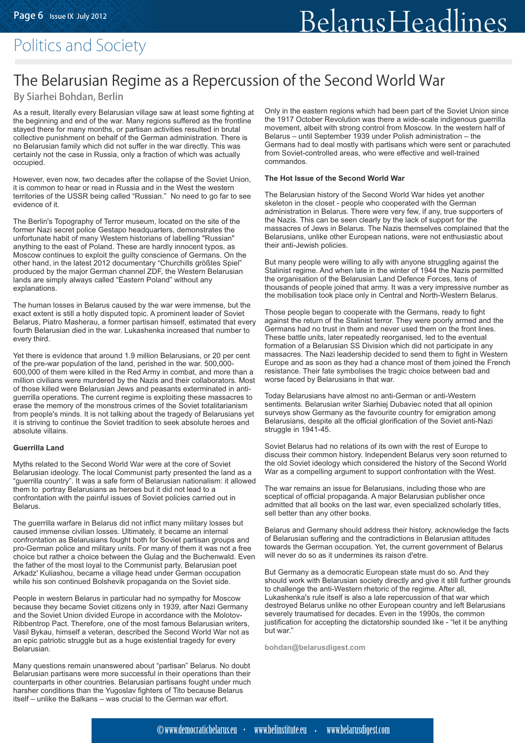## Politics and Society

# The Belarusian Regime as a Repercussion of the Second World War

**By Siarhei Bohdan, Berlin**

As a result, literally every Belarusian village saw at least some fighting at the beginning and end of the war. Many regions suffered as the frontline stayed there for many months, or partisan activities resulted in brutal collective punishment on behalf of the German administration. There is no Belarusian family which did not suffer in the war directly. This was certainly not the case in Russia, only a fraction of which was actually occupied.

However, even now, two decades after the collapse of the Soviet Union, it is common to hear or read in Russia and in the West the western territories of the USSR being called "Russian." No need to go far to see evidence of it.

The Berlin's Topography of Terror museum, located on the site of the former Nazi secret police Gestapo headquarters, demonstrates the unfortunate habit of many Western historians of labelling "Russian" anything to the east of Poland. These are hardly innocent typos, as Moscow continues to exploit the guilty conscience of Germans. On the other hand, in the latest 2012 documentary "Churchills größtes Spiel" produced by the major German channel ZDF, the Western Belarusian lands are simply always called "Eastern Poland" without any explanations.

The human losses in Belarus caused by the war were immense, but the exact extent is still a hotly disputed topic. A prominent leader of Soviet Belarus, Piatro Masherau, a former partisan himself, estimated that every fourth Belarusian died in the war. Lukashenka increased that number to every third.

Yet there is evidence that around 1.9 million Belarusians, or 20 per cent of the pre-war population of the land, perished in the war. 500,000-600,000 of them were killed in the Red Army in combat, and more than a million civilians were murdered by the Nazis and their collaborators. Most of those killed were Belarusian Jews and peasants exterminated in anti-guerrilla operations. The current regime is exploiting these massacres to erase the memory of the monstrous crimes of the Soviet totalitarianism from people's minds. It is not talking about the tragedy of Belarusians yet it is striving to continue the Soviet tradition to seek absolute heroes and absolute villains.

### Guerrilla Land

Myths related to the Second World War were at the core of Soviet Belarusian ideology. The local Communist party presented the land as a "guerrilla country". It was a safe form of Belarusian nationalism: it allowed them to portray Belarusians as heroes but it did not lead to a confrontation with the painful issues of Soviet policies carried out in Belarus.

The guerrilla warfare in Belarus did not inflict many military losses but caused immense civilian losses. Ultimately, it became an internal confrontation as Belarusians fought both for Soviet partisan groups and pro-German police and military units. For many of them it was not a free choice but rather a choice between the Gulag and the Buchenwald. Even the father of the most loyal to the Communist party, Belarusian poet Arkadz' Kuliashou, became a village head under German occupation while his son continued Bolshevik propaganda on the Soviet side.

People in western Belarus in particular had no sympathy for Moscow because they became Soviet citizens only in 1939, after Nazi Germany and the Soviet Union divided Europe in accordance with the Molotov-Ribbentrop Pact. Therefore, one of the most famous Belarusian writers, Vasil Bykau, himself a veteran, described the Second World War not as an epic patriotic struggle but as a huge existential tragedy for every Belarusian.

Many questions remain unanswered about "partisan" Belarus. No doubt Belarusian partisans were more successful in their operations than their counterparts in other countries. Belarusian partisans fought under much harsher conditions than the Yugoslav fighters of Tito because Belarus itself – unlike the Balkans – was crucial to the German war effort.

Only in the eastern regions which had been part of the Soviet Union since the 1917 October Revolution was there a wide-scale indigenous guerrilla movement, albeit with strong control from Moscow. In the western half of Belarus – until September 1939 under Polish administration – the Germans had to deal mostly with partisans which were sent or parachuted from Soviet-controlled areas, who were effective and well-trained commandos.

### The Hot Issue of the Second World War

The Belarusian history of the Second World War hides yet another skeleton in the closet - people who cooperated with the German administration in Belarus. There were very few, if any, true supporters of the Nazis. This can be seen clearly by the lack of support for the massacres of Jews in Belarus. The Nazis themselves complained that the Belarusians, unlike other European nations, were not enthusiastic about their anti-Jewish policies.

But many people were willing to ally with anyone struggling against the Stalinist regime. And when late in the winter of 1944 the Nazis permitted the organisation of the Belarusian Land Defence Forces, tens of thousands of people joined that army. It was a very impressive number as the mobilisation took place only in Central and North-Western Belarus.

Those people began to cooperate with the Germans, ready to fight against the return of the Stalinist terror. They were poorly armed and the Germans had no trust in them and never used them on the front lines. These battle units, later repeatedly reorganised, led to the eventual formation of a Belarusian SS Division which did not participate in any massacres. The Nazi leadership decided to send them to fight in Western Europe and as soon as they had a chance most of them joined the French resistance. Their fate symbolises the tragic choice between bad and worse faced by Belarusians in that war.

Today Belarusians have almost no anti-German or anti-Western sentiments. Belarusian writer Siarhiej Dubaviec noted that all opinion surveys show Germany as the favourite country for emigration among Belarusians, despite all the official glorification of the Soviet anti-Nazi struggle in 1941-45.

Soviet Belarus had no relations of its own with the rest of Europe to discuss their common history. Independent Belarus very soon returned to the old Soviet ideology which considered the history of the Second World War as a compelling argument to support confrontation with the West.

The war remains an issue for Belarusians, including those who are sceptical of official propaganda. A major Belarusian publisher once admitted that all books on the last war, even specialized scholarly titles, sell better than any other books.

Belarus and Germany should address their history, acknowledge the facts of Belarusian suffering and the contradictions in Belarusian attitudes towards the German occupation. Yet, the current government of Belarus will never do so as it undermines its raison d'etre.

But Germany as a democratic European state must do so. And they should work with Belarusian society directly and give it still further grounds to challenge the anti-Western rhetoric of the regime. After all, Lukashenka's rule itself is also a late repercussion of that war which destroyed Belarus unlike no other European country and left Belarusians severely traumatised for decades. Even in the 1990s, the common justification for accepting the dictatorship sounded like - "let it be anything but war."

bohdan@belarusdigest.com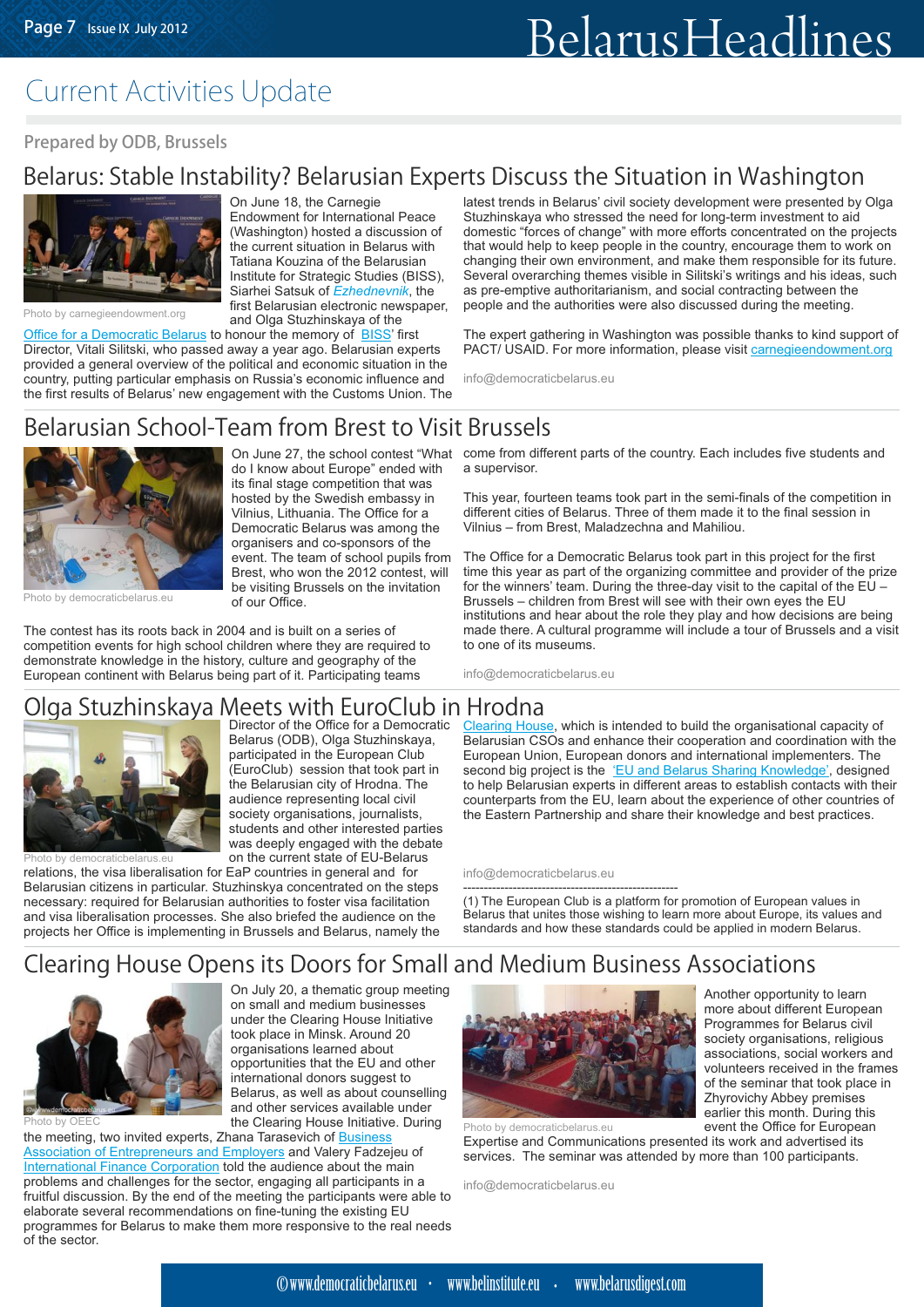# Current Activities Update

Prepared by ODB, Brussels

## Belarus: Stable Instability? Belarusian Experts Discuss the Situation in Washington

Photo by carnegieendowment.org

On June 18, the Carnegie Endowment for International Peace (Washington) hosted a discussion of the current situation in Belarus with Tatiana Kouzina of the Belarusian Institute for Strategic Studies (BISS), Siarhei Satsuk of *Ezhednevnik*, the first Belarusian electronic newspaper, and Olga Stuzhinskaya of the Office for a Democratic Belarus to honour the memory of BISS' first Director, Vitali Silitski, who passed away a year ago. Belarusian experts provided a general overview of the political and economic situation in the country, putting particular emphasis on Russia's economic influence and the first results of Belarus' new engagement with the Customs Union. The latest trends in Belarus' civil society development were presented by Olga Stuzhinskaya who stressed the need for long-term investment to aid domestic "forces of change" with more efforts concentrated on the projects that would help to keep people in the country, encourage them to work on changing their own environment, and make them responsible for its future. Several overarching themes visible in Silitski's writings and his ideas, such as pre-emptive authoritarianism, and social contracting between the people and the authorities were also discussed during the meeting.

The expert gathering in Washington was possible thanks to kind support of PACT/ USAID. For more information, please visit carnegieendowment.org

info@democraticbelarus.eu

## Belarusian School-Team from Brest to Visit Brussels

Photo by democraticbelarus.eu

On June 27, the school contest "What do I know about Europe" ended with its final stage competition that was hosted by the Swedish embassy in Vilnius, Lithuania. The Office for a Democratic Belarus was among the organisers and co-sponsors of the event. The team of school pupils from Brest, who won the 2012 contest, will be visiting Brussels on the invitation of our Office.

The contest has its roots back in 2004 and is built on a series of competition events for high school children where they are required to demonstrate knowledge in the history, culture and geography of the European continent with Belarus being part of it. Participating teams come from different parts of the country. Each includes five students and a supervisor.

This year, fourteen teams took part in the semi-finals of the competition in different cities of Belarus. Three of them made it to the final session in Vilnius – from Brest, Maladzechna and Mahiliou.

The Office for a Democratic Belarus took part in this project for the first time this year as part of the organizing committee and provider of the prize for the winners' team. During the three-day visit to the capital of the EU – Brussels – children from Brest will see with their own eyes the EU institutions and hear about the role they play and how decisions are being made there. A cultural programme will include a tour of Brussels and a visit to one of its museums.

info@democraticbelarus.eu

## Olga Stuzhinskaya Meets with EuroClub in Hrodna

Photo by democraticbelarus.eu

Director of the Office for a Democratic Belarus (ODB), Olga Stuzhinskaya, participated in the European Club (EuroClub) session that took part in the Belarusian city of Hrodna. The audience representing local civil society organisations, journalists, students and other interested parties was deeply engaged with the debate on the current state of EU-Belarus relations, the visa liberalisation for EaP countries in general and for Belarusian citizens in particular. Stuzhinskya concentrated on the steps necessary: required for Belarusian authorities to foster visa facilitation and visa liberalisation processes. She also briefed the audience on the projects her Office is implementing in Brussels and Belarus, namely the Clearing House, which is intended to build the organisational capacity of Belarusian CSOs and enhance their cooperation and coordination with the European Union, European donors and international implementers. The second big project is the 'EU and Belarus Sharing Knowledge', designed to help Belarusian experts in different areas to establish contacts with their counterparts from the EU, learn about the experience of other countries of the Eastern Partnership and share their knowledge and best practices.

info@democraticbelarus.eu

---

(1) The European Club is a platform for promotion of European values in Belarus that unites those wishing to learn more about Europe, its values and standards and how these standards could be applied in modern Belarus.

## Clearing House Opens its Doors for Small and Medium Business Associations

Photo by OEEC

On July 20, a thematic group meeting on small and medium businesses under the Clearing House Initiative took place in Minsk. Around 20 organisations learned about opportunities that the EU and other international donors suggest to Belarus, as well as about counselling and other services available under the Clearing House Initiative. During the meeting, two invited experts, Zhana Tarasevich of Business Association of Entrepreneurs and Employers and Valery Fadzejeu of International Finance Corporation told the audience about the main problems and challenges for the sector, engaging all participants in a fruitful discussion. By the end of the meeting the participants were able to elaborate several recommendations on fine-tuning the existing EU programmes for Belarus to make them more responsive to the real needs of the sector.

Photo by democraticbelarus.eu

Another opportunity to learn more about different European Programmes for Belarus civil society organisations, religious associations, social workers and volunteers received in the frames of the seminar that took place in Zhyrovichy Abbey premises earlier this month. During this event the Office for European Expertise and Communications presented its work and advertised its services. The seminar was attended by more than 100 participants.

info@democraticbelarus.eu

©www.democraticbelarus.eu • www.belinstitute.eu • www.belarusdigest.com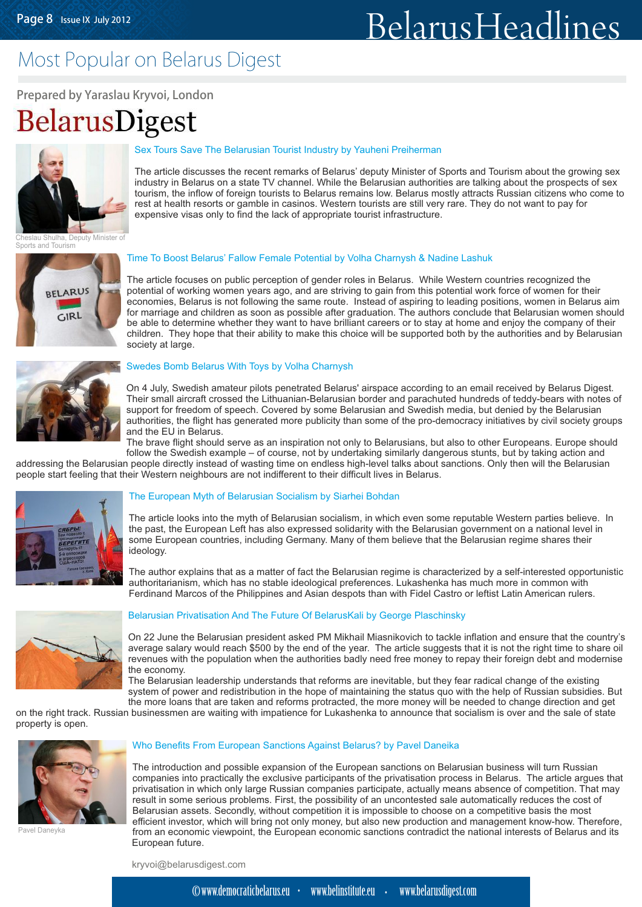# Most Popular on Belarus Digest

Prepared by Yaraslau Kryvoi, London

## BelarusDigest

Cheslau Shulha, Deputy Minister of Sports and Tourism

### Sex Tours Save The Belarusian Tourist Industry by Yauheni Preiherman

The article discusses the recent remarks of Belarus' deputy Minister of Sports and Tourism about the growing sex industry in Belarus on a state TV channel. While the Belarusian authorities are talking about the prospects of sex tourism, the inflow of foreign tourists to Belarus remains low. Belarus mostly attracts Russian citizens who come to rest at health resorts or gamble in casinos. Western tourists are still very rare. They do not want to pay for expensive visas only to find the lack of appropriate tourist infrastructure.

### Time To Boost Belarus' Fallow Female Potential by Volha Charnysh & Nadine Lashuk

The article focuses on public perception of gender roles in Belarus. While Western countries recognized the potential of working women years ago, and are striving to gain from this potential work force of women for their economies, Belarus is not following the same route. Instead of aspiring to leading positions, women in Belarus aim for marriage and children as soon as possible after graduation. The authors conclude that Belarusian women should be able to determine whether they want to have brilliant careers or to stay at home and enjoy the company of their children. They hope that their ability to make this choice will be supported both by the authorities and by Belarusian society at large.

### Swedes Bomb Belarus With Toys by Volha Charnysh

On 4 July, Swedish amateur pilots penetrated Belarus' airspace according to an email received by Belarus Digest. Their small aircraft crossed the Lithuanian-Belarusian border and parachuted hundreds of teddy-bears with notes of support for freedom of speech. Covered by some Belarusian and Swedish media, but denied by the Belarusian authorities, the flight has generated more publicity than some of the pro-democracy initiatives by civil society groups and the EU in Belarus.

The brave flight should serve as an inspiration not only to Belarusians, but also to other Europeans. Europe should follow the Swedish example – of course, not by undertaking similarly dangerous stunts, but by taking action and addressing the Belarusian people directly instead of wasting time on endless high-level talks about sanctions. Only then will the Belarusian people start feeling that their Western neighbours are not indifferent to their difficult lives in Belarus.

### The European Myth of Belarusian Socialism by Siarhei Bohdan

The article looks into the myth of Belarusian socialism, in which even some reputable Western parties believe. In the past, the European Left has also expressed solidarity with the Belarusian government on a national level in some European countries, including Germany. Many of them believe that the Belarusian regime shares their ideology.

The author explains that as a matter of fact the Belarusian regime is characterized by a self-interested opportunistic authoritarianism, which has no stable ideological preferences. Lukashenka has much more in common with Ferdinand Marcos of the Philippines and Asian despots than with Fidel Castro or leftist Latin American rulers.

### Belarusian Privatisation And The Future Of BelarusKali by George Plaschinsky

On 22 June the Belarusian president asked PM Mikhail Miasnikovich to tackle inflation and ensure that the country's average salary would reach $500 by the end of the year. The article suggests that it is not the right time to share oil revenues with the population when the authorities badly need free money to repay their foreign debt and modernise the economy.

The Belarusian leadership understands that reforms are inevitable, but they fear radical change of the existing system of power and redistribution in the hope of maintaining the status quo with the help of Russian subsidies. But the more loans that are taken and reforms protracted, the more money will be needed to change direction and get on the right track. Russian businessmen are waiting with impatience for Lukashenka to announce that socialism is over and the sale of state property is open.

Pavel Daneyka

### Who Benefits From European Sanctions Against Belarus? by Pavel Daneika

The introduction and possible expansion of the European sanctions on Belarusian business will turn Russian companies into practically the exclusive participants of the privatisation process in Belarus. The article argues that privatisation in which only large Russian companies participate, actually means absence of competition. That may result in some serious problems. First, the possibility of an uncontested sale automatically reduces the cost of Belarusian assets. Secondly, without competition it is impossible to choose on a competitive basis the most efficient investor, which will bring not only money, but also new production and management know-how. Therefore, from an economic viewpoint, the European economic sanctions contradict the national interests of Belarus and its European future.

kryvoi@belarusdigest.com

©www.democraticbelarus.eu • www.belinstitute.eu • www.belarusdigest.com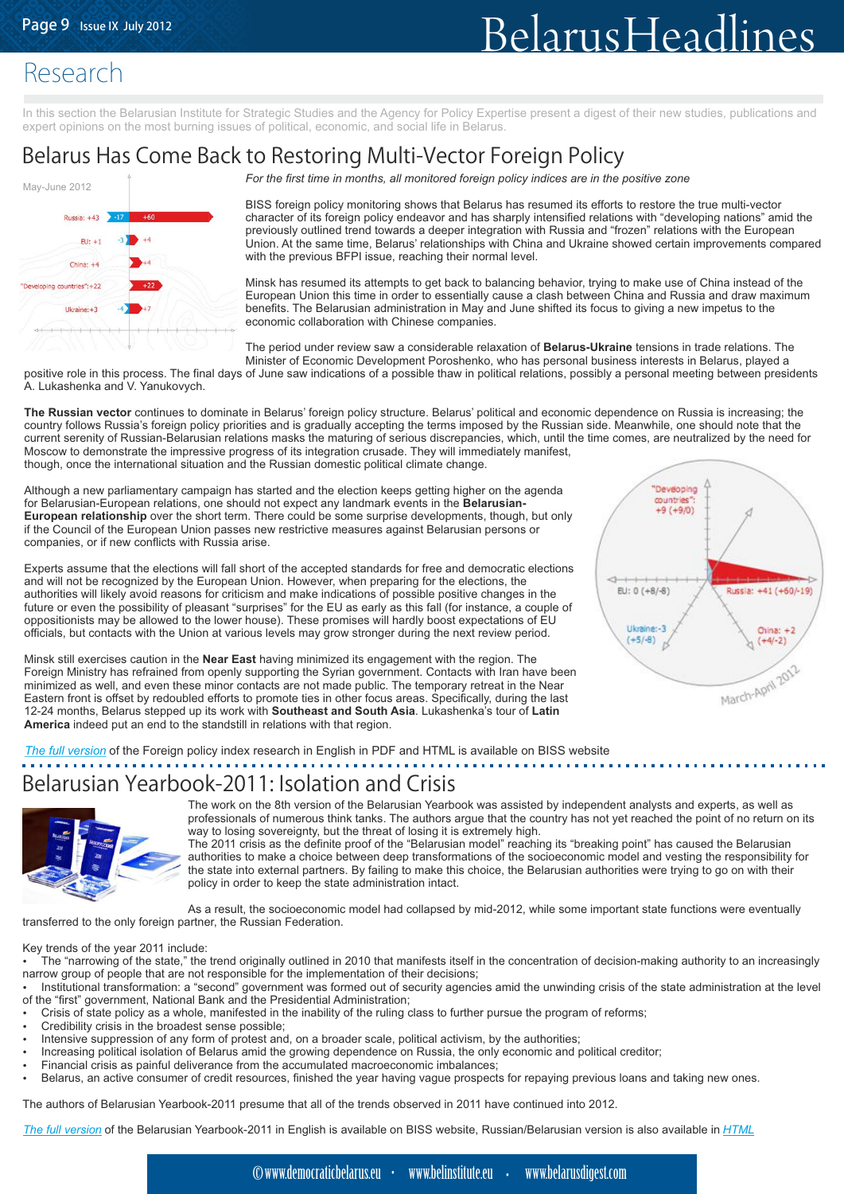# Research

In this section the Belarusian Institute for Strategic Studies and the Agency for Policy Expertise present a digest of their new studies, publications and expert opinions on the most burning issues of political, economic, and social life in Belarus.

## Belarus Has Come Back to Restoring Multi-Vector Foreign Policy

*For the first time in months, all monitored foreign policy indices are in the positive zone*

BISS foreign policy monitoring shows that Belarus has resumed its efforts to restore the true multi-vector character of its foreign policy endeavor and has sharply intensified relations with "developing nations" amid the previously outlined trend towards a deeper integration with Russia and "frozen" relations with the European Union. At the same time, Belarus' relationships with China and Ukraine showed certain improvements compared with the previous BFPI issue, reaching their normal level.

Minsk has resumed its attempts to get back to balancing behavior, trying to make use of China instead of the European Union this time in order to essentially cause a clash between China and Russia and draw maximum benefits. The Belarusian administration in May and June shifted its focus to giving a new impetus to the economic collaboration with Chinese companies.

The period under review saw a considerable relaxation of **Belarus-Ukraine** tensions in trade relations. The Minister of Economic Development Poroshenko, who has personal business interests in Belarus, played a positive role in this process. The final days of June saw indications of a possible thaw in political relations, possibly a personal meeting between presidents A. Lukashenka and V. Yanukovych.

**The Russian vector** continues to dominate in Belarus' foreign policy structure. Belarus' political and economic dependence on Russia is increasing; the country follows Russia's foreign policy priorities and is gradually accepting the terms imposed by the Russian side. Meanwhile, one should note that the current serenity of Russian-Belarusian relations masks the maturing of serious discrepancies, which, until the time comes, are neutralized by the need for Moscow to demonstrate the impressive progress of its integration crusade. They will immediately manifest, though, once the international situation and the Russian domestic political climate change.

Although a new parliamentary campaign has started and the election keeps getting higher on the agenda for Belarusian-European relations, one should not expect any landmark events in the **Belarusian-European relationship** over the short term. There could be some surprise developments, though, but only if the Council of the European Union passes new restrictive measures against Belarusian persons or companies, or if new conflicts with Russia arise.

Experts assume that the elections will fall short of the accepted standards for free and democratic elections and will not be recognized by the European Union. However, when preparing for the elections, the authorities will likely avoid reasons for criticism and make indications of possible positive changes in the future or even the possibility of pleasant "surprises" for the EU as early as this fall (for instance, a couple of oppositionists may be allowed to the lower house). These promises will hardly boost expectations of EU officials, but contacts with the Union at various levels may grow stronger during the next review period.

Minsk still exercises caution in the **Near East** having minimized its engagement with the region. The Foreign Ministry has refrained from openly supporting the Syrian government. Contacts with Iran have been minimized as well, and even these minor contacts are not made public. The temporary retreat in the Near Eastern front is offset by redoubled efforts to promote ties in other focus areas. Specifically, during the last 12-24 months, Belarus stepped up its work with **Southeast and South Asia**. Lukashenka's tour of **Latin America** indeed put an end to the standstill in relations with that region.

*The full version* of the Foreign policy index research in English in PDF and HTML is available on BISS website

## Belarusian Yearbook-2011: Isolation and Crisis

The work on the 8th version of the Belarusian Yearbook was assisted by independent analysts and experts, as well as professionals of numerous think tanks. The authors argue that the country has not yet reached the point of no return on its way to losing sovereignty, but the threat of losing it is extremely high.

The 2011 crisis as the definite proof of the "Belarusian model" reaching its "breaking point" has caused the Belarusian authorities to make a choice between deep transformations of the socioeconomic model and vesting the responsibility for the state into external partners. By failing to make this choice, the Belarusian authorities were trying to go on with their policy in order to keep the state administration intact.

As a result, the socioeconomic model had collapsed by mid-2012, while some important state functions were eventually transferred to the only foreign partner, the Russian Federation.

Key trends of the year 2011 include:

- The "narrowing of the state," the trend originally outlined in 2010 that manifests itself in the concentration of decision-making authority to an increasingly narrow group of people that are not responsible for the implementation of their decisions;
- Institutional transformation: a "second" government was formed out of security agencies amid the unwinding crisis of the state administration at the level of the "first" government, National Bank and the Presidential Administration;
- Crisis of state policy as a whole, manifested in the inability of the ruling class to further pursue the program of reforms;
- Credibility crisis in the broadest sense possible;
- Intensive suppression of any form of protest and, on a broader scale, political activism, by the authorities;
- Increasing political isolation of Belarus amid the growing dependence on Russia, the only economic and political creditor;
- Financial crisis as painful deliverance from the accumulated macroeconomic imbalances;
- Belarus, an active consumer of credit resources, finished the year having vague prospects for repaying previous loans and taking new ones.

The authors of Belarusian Yearbook-2011 presume that all of the trends observed in 2011 have continued into 2012.

*The full version* of the Belarusian Yearbook-2011 in English is available on BISS website, Russian/Belarusian version is also available in *HTML*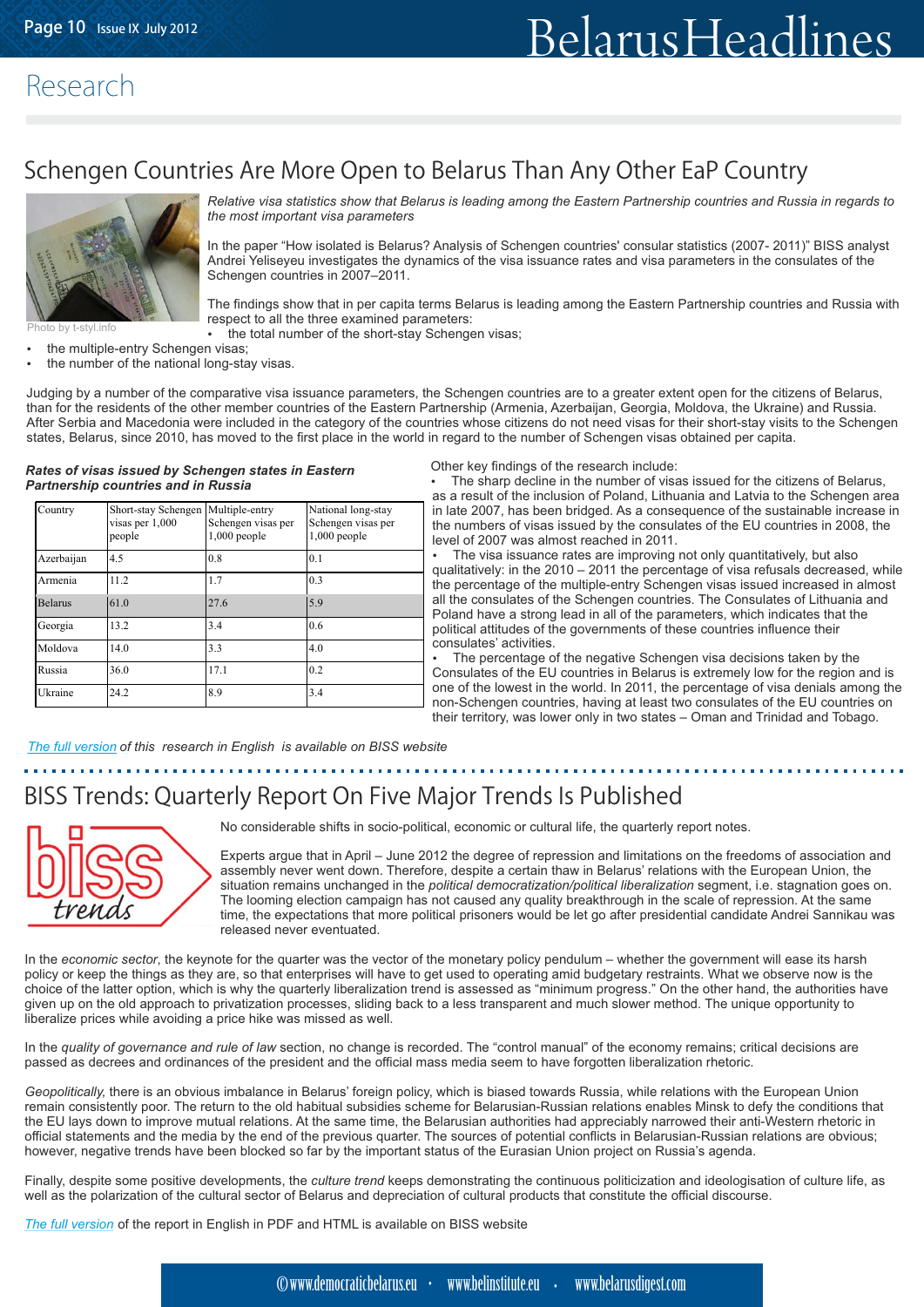# Research

## Schengen Countries Are More Open to Belarus Than Any Other EaP Country

Photo by t-styl.info

*Relative visa statistics show that Belarus is leading among the Eastern Partnership countries and Russia in regards to the most important visa parameters*

In the paper "How isolated is Belarus? Analysis of Schengen countries' consular statistics (2007- 2011)" BISS analyst Andrei Yeliseyeu investigates the dynamics of the visa issuance rates and visa parameters in the consulates of the Schengen countries in 2007–2011.

The findings show that in per capita terms Belarus is leading among the Eastern Partnership countries and Russia with respect to all the three examined parameters:

- the total number of the short-stay Schengen visas;
- the multiple-entry Schengen visas;
- the number of the national long-stay visas.

Judging by a number of the comparative visa issuance parameters, the Schengen countries are to a greater extent open for the citizens of Belarus, than for the residents of the other member countries of the Eastern Partnership (Armenia, Azerbaijan, Georgia, Moldova, the Ukraine) and Russia. After Serbia and Macedonia were included in the category of the countries whose citizens do not need visas for their short-stay visits to the Schengen states, Belarus, since 2010, has moved to the first place in the world in regard to the number of Schengen visas obtained per capita.

***Rates of visas issued by Schengen states in Eastern Partnership countries and in Russia***

| Country | Short-stay Schengen visas per 1,000 people | Multiple-entry Schengen visas per 1,000 people | National long-stay Schengen visas per 1,000 people |
|---|---|---|---|
| Azerbaijan | 4.5 | 0.8 | 0.1 |
| Armenia | 11.2 | 1.7 | 0.3 |
| Belarus | 61.0 | 27.6 | 5.9 |
| Georgia | 13.2 | 3.4 | 0.6 |
| Moldova | 14.0 | 3.3 | 4.0 |
| Russia | 36.0 | 17.1 | 0.2 |
| Ukraine | 24.2 | 8.9 | 3.4 |

Other key findings of the research include:

- The sharp decline in the number of visas issued for the citizens of Belarus, as a result of the inclusion of Poland, Lithuania and Latvia to the Schengen area in late 2007, has been bridged. As a consequence of the sustainable increase in the numbers of visas issued by the consulates of the EU countries in 2008, the level of 2007 was almost reached in 2011.
- The visa issuance rates are improving not only quantitatively, but also qualitatively: in the 2010 – 2011 the percentage of visa refusals decreased, while the percentage of the multiple-entry Schengen visas issued increased in almost all the consulates of the Schengen countries. The Consulates of Lithuania and Poland have a strong lead in all of the parameters, which indicates that the political attitudes of the governments of these countries influence their consulates' activities.
- The percentage of the negative Schengen visa decisions taken by the Consulates of the EU countries in Belarus is extremely low for the region and is one of the lowest in the world. In 2011, the percentage of visa denials among the non-Schengen countries, having at least two consulates of the EU countries on their territory, was lower only in two states – Oman and Trinidad and Tobago.

*The full version of this research in English is available on BISS website*

## BISS Trends: Quarterly Report On Five Major Trends Is Published

No considerable shifts in socio-political, economic or cultural life, the quarterly report notes.

Experts argue that in April – June 2012 the degree of repression and limitations on the freedoms of association and assembly never went down. Therefore, despite a certain thaw in Belarus' relations with the European Union, the situation remains unchanged in the *political democratization/political liberalization* segment, i.e. stagnation goes on. The looming election campaign has not caused any quality breakthrough in the scale of repression. At the same time, the expectations that more political prisoners would be let go after presidential candidate Andrei Sannikau was released never eventuated.

In the *economic sector*, the keynote for the quarter was the vector of the monetary policy pendulum – whether the government will ease its harsh policy or keep the things as they are, so that enterprises will have to get used to operating amid budgetary restraints. What we observe now is the choice of the latter option, which is why the quarterly liberalization trend is assessed as "minimum progress." On the other hand, the authorities have given up on the old approach to privatization processes, sliding back to a less transparent and much slower method. The unique opportunity to liberalize prices while avoiding a price hike was missed as well.

In the *quality of governance and rule of law* section, no change is recorded. The "control manual" of the economy remains; critical decisions are passed as decrees and ordinances of the president and the official mass media seem to have forgotten liberalization rhetoric.

*Geopolitically,* there is an obvious imbalance in Belarus' foreign policy, which is biased towards Russia, while relations with the European Union remain consistently poor. The return to the old habitual subsidies scheme for Belarusian-Russian relations enables Minsk to defy the conditions that the EU lays down to improve mutual relations. At the same time, the Belarusian authorities had appreciably narrowed their anti-Western rhetoric in official statements and the media by the end of the previous quarter. The sources of potential conflicts in Belarusian-Russian relations are obvious; however, negative trends have been blocked so far by the important status of the Eurasian Union project on Russia's agenda.

Finally, despite some positive developments, the *culture trend* keeps demonstrating the continuous politicization and ideologisation of culture life, as well as the polarization of the cultural sector of Belarus and depreciation of cultural products that constitute the official discourse.

*The full version* of the report in English in PDF and HTML is available on BISS website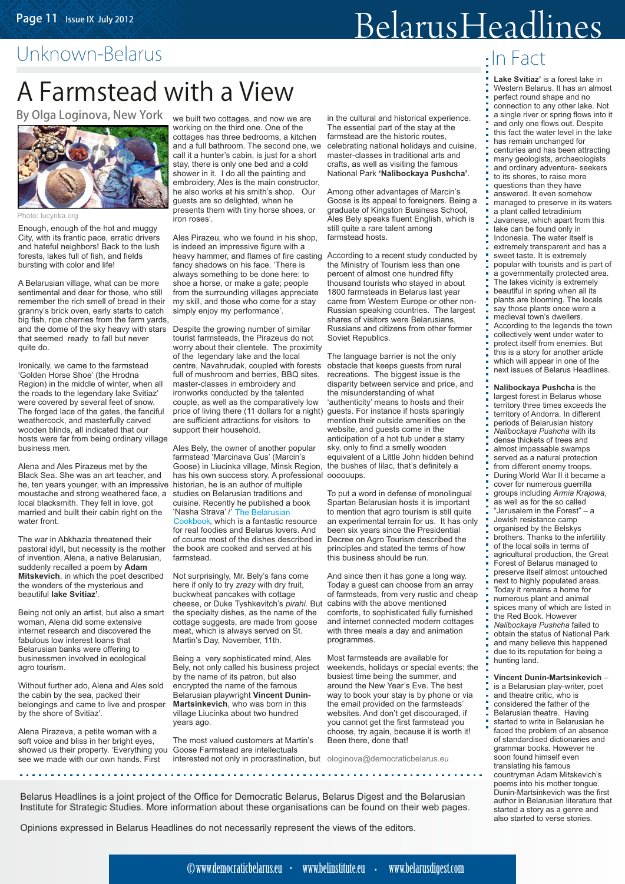## Unknown-Belarus

# A Farmstead with a View

By Olga Loginova, New York

Photo: lucynka.org

Enough, enough of the hot and muggy City, with its frantic pace, erratic drivers and hateful neighbors! Back to the lush forests, lakes full of fish, and fields bursting with color and life!

A Belarusian village, what can be more sentimental and dear for those, who still remember the rich smell of bread in their granny's brick oven, early starts to catch big fish, ripe cherries from the farm yards, and the dome of the sky heavy with stars that seemed ready to fall but never quite do.

Ironically, we came to the farmstead 'Golden Horse Shoe' (the Hrodna Region) in the middle of winter, when all the roads to the legendary lake Svitiaz' were covered by several feet of snow. The forged lace of the gates, the fanciful weathercock, and masterfully carved wooden blinds, all indicated that our hosts were far from being ordinary village business men.

Alena and Ales Pirazeus met by the Black Sea. She was an art teacher, and he, ten years younger, with an impressive moustache and strong weathered face, a local blacksmith. They fell in love, got married and built their cabin right on the water front.

The war in Abkhazia threatened their pastoral idyll, but necessity is the mother of invention. Alena, a native Belarusian, suddenly recalled a poem by **Adam Mitskevich**, in which the poet described the wonders of the mysterious and beautiful **lake Svitiaz'**.

Being not only an artist, but also a smart woman, Alena did some extensive internet research and discovered the fabulous low interest loans that Belarusian banks were offering to businessmen involved in ecological agro tourism.

Without further ado, Alena and Ales sold the cabin by the sea, packed their belongings and came to live and prosper by the shore of Svitiaz'.

Alena Pirazeva, a petite woman with a soft voice and bliss in her bright eyes, showed us their property. 'Everything you see we made with our own hands. First we built two cottages, and now we are working on the third one. One of the cottages has three bedrooms, a kitchen and a full bathroom. The second one, we call it a hunter's cabin, is just for a short stay, there is only one bed and a cold shower in it. I do all the painting and embroidery, Ales is the main constructor, he also works at his smith's shop. Our guests are so delighted, when he presents them with tiny horse shoes, or iron roses'.

Ales Pirazeu, who we found in his shop, is indeed an impressive figure with a heavy hammer, and flames of fire casting fancy shadows on his face. 'There is always something to be done here: to shoe a horse, or make a gate; people from the surrounding villages appreciate my skill, and those who come for a stay simply enjoy my performance'.

Despite the growing number of similar tourist farmsteads, the Pirazeus do not worry about their clientele. The proximity of the legendary lake and the local centre, Navahrudak, coupled with forests full of mushroom and berries, BBQ sites, master-classes in embroidery and ironworks conducted by the talented couple, as well as the comparatively low price of living there (11 dollars for a night) are sufficient attractions for visitors to support their household.

Ales Bely, the owner of another popular farmstead 'Marcinava Gus' (Marcin's Goose) in Liucinka village, Minsk Region, has his own success story. A professional historian, he is an author of multiple studies on Belarusian traditions and cuisine. Recently he published a book 'Nasha Strava' /' The Belarusian Cookbook, which is a fantastic resource for real foodies and Belarus lovers. And of course most of the dishes described in the book are cooked and served at his farmstead.

Not surprisingly, Mr. Bely's fans come here if only to try *zrazy* with dry fruit, buckwheat pancakes with cottage cheese, or Duke Tyshkevitch's *pirahi*. But the specialty dishes, as the name of the cottage suggests, are made from goose meat, which is always served on St. Martin's Day, November, 11th.

Being a very sophisticated mind, Ales Bely, not only called his business project by the name of its patron, but also encrypted the name of the famous Belarusian playwright **Vincent Dunin-Martsinkevich**, who was born in this village Liucinka about two hundred years ago.

The most valued customers at Martin's Goose Farmstead are intellectuals interested not only in procrastination, but in the cultural and historical experience. The essential part of the stay at the farmstead are the historic routes, celebrating national holidays and cuisine, master-classes in traditional arts and crafts, as well as visiting the famous National Park **'Nalibockaya Pushcha'**.

Among other advantages of Marcin's Goose is its appeal to foreigners. Being a graduate of Kingston Business School, Ales Bely speaks fluent English, which is still quite a rare talent among farmstead hosts.

According to a recent study conducted by the Ministry of Tourism less than one percent of almost one hundred fifty thousand tourists who stayed in about 1800 farmsteads in Belarus last year came from Western Europe or other non-Russian speaking countries. The largest shares of visitors were Belarusians, Russians and citizens from other former Soviet Republics.

The language barrier is not the only obstacle that keeps guests from rural recreations. The biggest issue is the disparity between service and price, and the misunderstanding of what 'authenticity' means to hosts and their guests. For instance if hosts sparingly mention their outside amenities on the website, and guests come in the anticipation of a hot tub under a starry sky, only to find a smelly wooden equivalent of a Little John hidden behind the bushes of lilac, that's definitely a ooouups.

To put a word in defense of monolingual Spartan Belarusian hosts it is important to mention that agro tourism is still quite an experimental terrain for us. It has only been six years since the Presidential Decree on Agro Tourism described the principles and stated the terms of how this business should be run.

And since then it has gone a long way. Today a guest can choose from an array of farmsteads, from very rustic and cheap cabins with the above mentioned comforts, to sophisticated fully furnished and internet connected modern cottages with three meals a day and animation programmes.

Most farmsteads are available for weekends, holidays or special events; the busiest time being the summer, and around the New Year's Eve. The best way to book your stay is by phone or via the email provided on the farmsteads' websites. And don't get discouraged, if you cannot get the first farmstead you choose, try again, because it is worth it! Been there, done that!

ologinova@democraticbelarus.eu

## In Fact

**Lake Svitiaz'** is a forest lake in Western Belarus. It has an almost perfect round shape and no connection to any other lake. Not a single river or spring flows into it and only one flows out. Despite this fact the water level in the lake has remain unchanged for centuries and has been attracting many geologists, archaeologists and ordinary adventure- seekers to its shores, to raise more questions than they have answered. It even somehow managed to preserve in its waters a plant called tetradinium Javanese, which apart from this lake can be found only in Indonesia. The water itself is extremely transparent and has a sweet taste. It is extremely popular with tourists and is part of a governmentally protected area. The lakes vicinity is extremely beautiful in spring when all its plants are blooming. The locals say those plants once were a medieval town's dwellers. According to the legends the town collectively went under water to protect itself from enemies. But this is a story for another article which will appear in one of the next issues of Belarus Headlines.

**Nalibockaya Pushcha** is the largest forest in Belarus whose territory three times exceeds the territory of Andorra. In different periods of Belarusian history *Nalibockaya Pushcha* with its dense thickets of trees and almost impassable swamps served as a natural protection from different enemy troops. During World War II it became a cover for numerous guerrilla groups including *Armia Krajowa*, as well as for the so called "Jerusalem in the Forest" – a Jewish resistance camp organised by the Belskys brothers. Thanks to the infertility of the local soils in terms of agricultural production, the Great Forest of Belarus managed to preserve itself almost untouched next to highly populated areas. Today it remains a home for numerous plant and animal spices many of which are listed in the Red Book. However *Nalibockaya Pushcha* failed to obtain the status of National Park and many believe this happened due to its reputation for being a hunting land.

**Vincent Dunin-Martsinkevich** – is a Belarusian play-writer, poet and theatre critic, who is considered the father of the Belarusian theatre. Having started to write in Belarusian he faced the problem of an absence of standardised dictionaries and grammar books. However he soon found himself even translating his famous countryman Adam Mitskevich's poems into his mother tongue. Dunin-Martsinkevich was the first author in Belarusian literature that started a story as a genre and also started to verse stories.

Belarus Headlines is a joint project of the Office for Democratic Belarus, Belarus Digest and the Belarusian Institute for Strategic Studies. More information about these organisations can be found on their web pages.

Opinions expressed in Belarus Headlines do not necessarily represent the views of the editors.

©www.democraticbelarus.eu · www.belinstitute.eu · www.belarusdigest.com